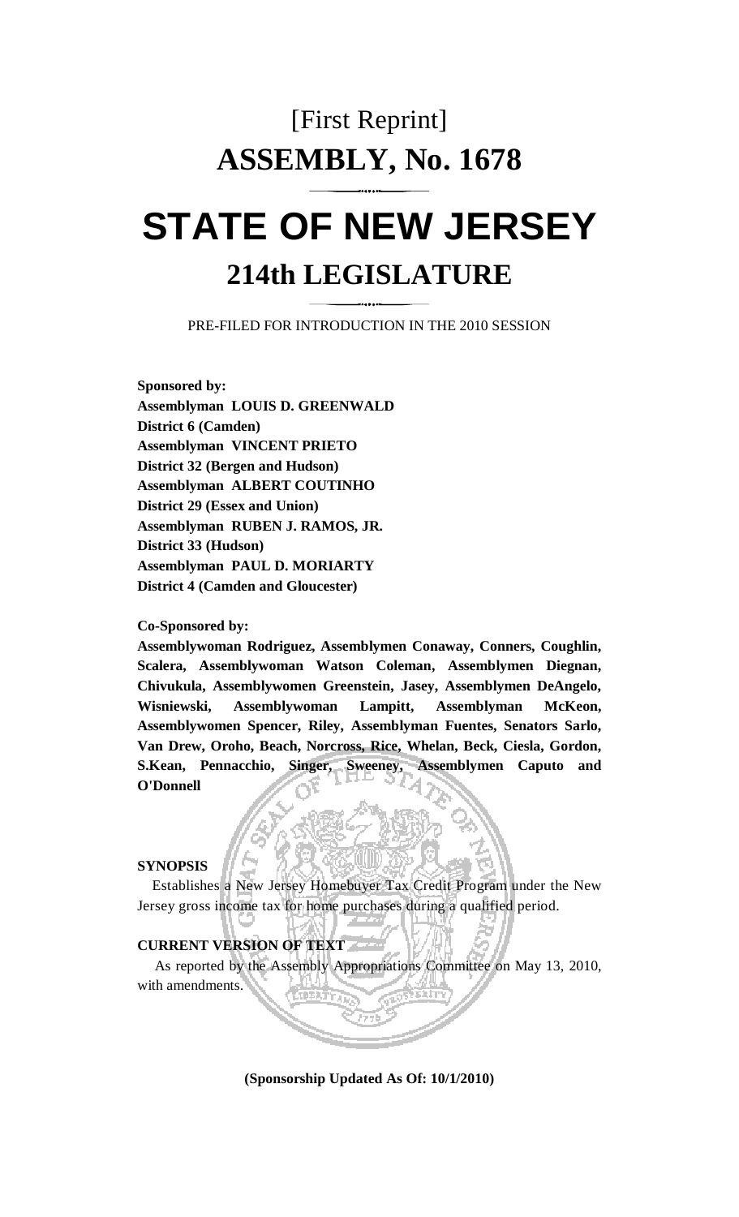# [First Reprint]

# ASSEMBLY, No. 1678

# STATE OF NEW JERSEY

## 214th LEGISLATURE

PRE-FILED FOR INTRODUCTION IN THE 2010 SESSION

**Sponsored by:**
**Assemblyman LOUIS D. GREENWALD**
**District 6 (Camden)**
**Assemblyman VINCENT PRIETO**
**District 32 (Bergen and Hudson)**
**Assemblyman ALBERT COUTINHO**
**District 29 (Essex and Union)**
**Assemblyman RUBEN J. RAMOS, JR.**
**District 33 (Hudson)**
**Assemblyman PAUL D. MORIARTY**
**District 4 (Camden and Gloucester)**

**Co-Sponsored by:**
**Assemblywoman Rodriguez, Assemblymen Conaway, Conners, Coughlin, Scalera, Assemblywoman Watson Coleman, Assemblymen Diegnan, Chivukula, Assemblywomen Greenstein, Jasey, Assemblymen DeAngelo, Wisniewski, Assemblywoman Lampitt, Assemblyman McKeon, Assemblywomen Spencer, Riley, Assemblyman Fuentes, Senators Sarlo, Van Drew, Oroho, Beach, Norcross, Rice, Whelan, Beck, Ciesla, Gordon, S.Kean, Pennacchio, Singer, Sweeney, Assemblymen Caputo and O'Donnell**

**SYNOPSIS**

Establishes a New Jersey Homebuyer Tax Credit Program under the New Jersey gross income tax for home purchases during a qualified period.

**CURRENT VERSION OF TEXT**

As reported by the Assembly Appropriations Committee on May 13, 2010, with amendments.

**(Sponsorship Updated As Of: 10/1/2010)**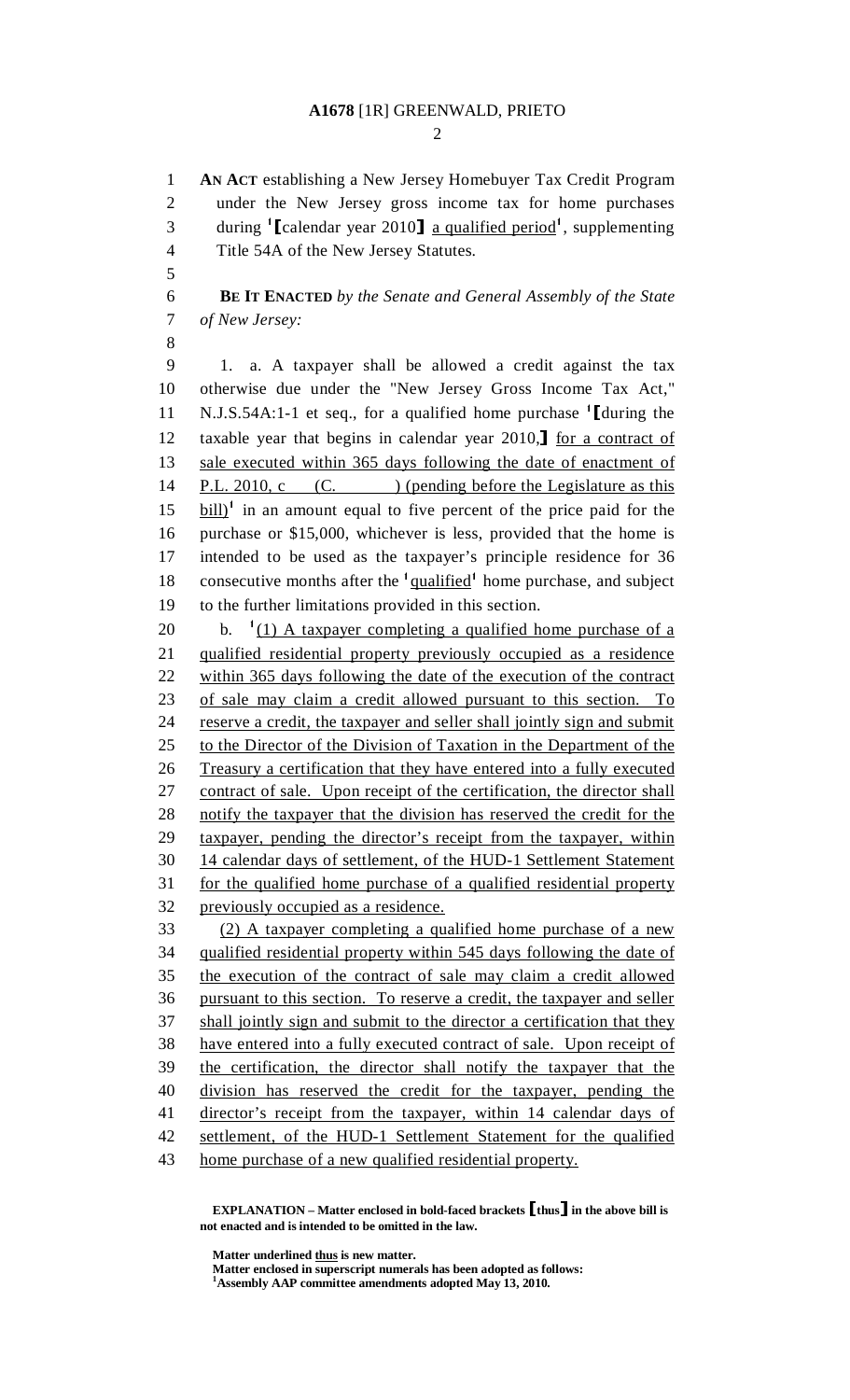**AN ACT** establishing a New Jersey Homebuyer Tax Credit Program under the New Jersey gross income tax for home purchases during [1]⟦calendar year 2010⟧ a qualified period[1], supplementing Title 54A of the New Jersey Statutes.

**BE IT ENACTED** *by the Senate and General Assembly of the State of New Jersey:*

1. a. A taxpayer shall be allowed a credit against the tax otherwise due under the "New Jersey Gross Income Tax Act," N.J.S.54A:1-1 et seq., for a qualified home purchase [1]⟦during the taxable year that begins in calendar year 2010,⟧ for a contract of sale executed within 365 days following the date of enactment of P.L. 2010, c (C. ) (pending before the Legislature as this bill)[1] in an amount equal to five percent of the price paid for the purchase or $15,000, whichever is less, provided that the home is intended to be used as the taxpayer's principle residence for 36 consecutive months after the [1]qualified[1] home purchase, and subject to the further limitations provided in this section.

b. [1](1) A taxpayer completing a qualified home purchase of a qualified residential property previously occupied as a residence within 365 days following the date of the execution of the contract of sale may claim a credit allowed pursuant to this section. To reserve a credit, the taxpayer and seller shall jointly sign and submit to the Director of the Division of Taxation in the Department of the Treasury a certification that they have entered into a fully executed contract of sale. Upon receipt of the certification, the director shall notify the taxpayer that the division has reserved the credit for the taxpayer, pending the director's receipt from the taxpayer, within 14 calendar days of settlement, of the HUD-1 Settlement Statement for the qualified home purchase of a qualified residential property previously occupied as a residence.

(2) A taxpayer completing a qualified home purchase of a new qualified residential property within 545 days following the date of the execution of the contract of sale may claim a credit allowed pursuant to this section. To reserve a credit, the taxpayer and seller shall jointly sign and submit to the director a certification that they have entered into a fully executed contract of sale. Upon receipt of the certification, the director shall notify the taxpayer that the division has reserved the credit for the taxpayer, pending the director's receipt from the taxpayer, within 14 calendar days of settlement, of the HUD-1 Settlement Statement for the qualified home purchase of a new qualified residential property.

**EXPLANATION – Matter enclosed in bold-faced brackets ⟦thus⟧ in the above bill is not enacted and is intended to be omitted in the law.**

**Matter underlined thus is new matter.**
**Matter enclosed in superscript numerals has been adopted as follows:**
**[1]Assembly AAP committee amendments adopted May 13, 2010.**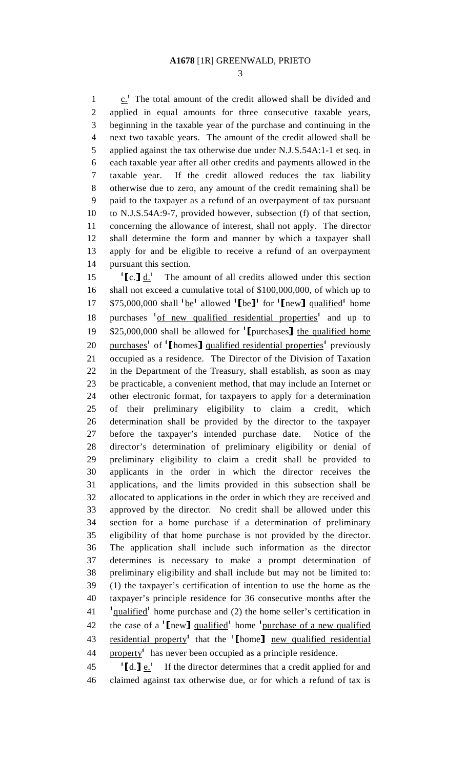c.[1] The total amount of the credit allowed shall be divided and applied in equal amounts for three consecutive taxable years, beginning in the taxable year of the purchase and continuing in the next two taxable years. The amount of the credit allowed shall be applied against the tax otherwise due under N.J.S.54A:1-1 et seq. in each taxable year after all other credits and payments allowed in the taxable year. If the credit allowed reduces the tax liability otherwise due to zero, any amount of the credit remaining shall be paid to the taxpayer as a refund of an overpayment of tax pursuant to N.J.S.54A:9-7, provided however, subsection (f) of that section, concerning the allowance of interest, shall not apply. The director shall determine the form and manner by which a taxpayer shall apply for and be eligible to receive a refund of an overpayment pursuant this section.

[1]【c.】 d.[1] The amount of all credits allowed under this section shall not exceed a cumulative total of $100,000,000, of which up to $75,000,000 shall [1]be[1] allowed [1]【be】[1] for [1]【new】 qualified[1] home purchases [1]of new qualified residential properties[1] and up to $25,000,000 shall be allowed for [1]【purchases】 the qualified home purchases[1] of [1]【homes】 qualified residential properties[1] previously occupied as a residence. The Director of the Division of Taxation in the Department of the Treasury, shall establish, as soon as may be practicable, a convenient method, that may include an Internet or other electronic format, for taxpayers to apply for a determination of their preliminary eligibility to claim a credit, which determination shall be provided by the director to the taxpayer before the taxpayer's intended purchase date. Notice of the director's determination of preliminary eligibility or denial of preliminary eligibility to claim a credit shall be provided to applicants in the order in which the director receives the applications, and the limits provided in this subsection shall be allocated to applications in the order in which they are received and approved by the director. No credit shall be allowed under this section for a home purchase if a determination of preliminary eligibility of that home purchase is not provided by the director. The application shall include such information as the director determines is necessary to make a prompt determination of preliminary eligibility and shall include but may not be limited to: (1) the taxpayer's certification of intention to use the home as the taxpayer's principle residence for 36 consecutive months after the [1]qualified[1] home purchase and (2) the home seller's certification in the case of a [1]【new】 qualified[1] home [1]purchase of a new qualified residential property[1] that the [1]【home】 new qualified residential property[1] has never been occupied as a principle residence.

[1]【d.】 e.[1] If the director determines that a credit applied for and claimed against tax otherwise due, or for which a refund of tax is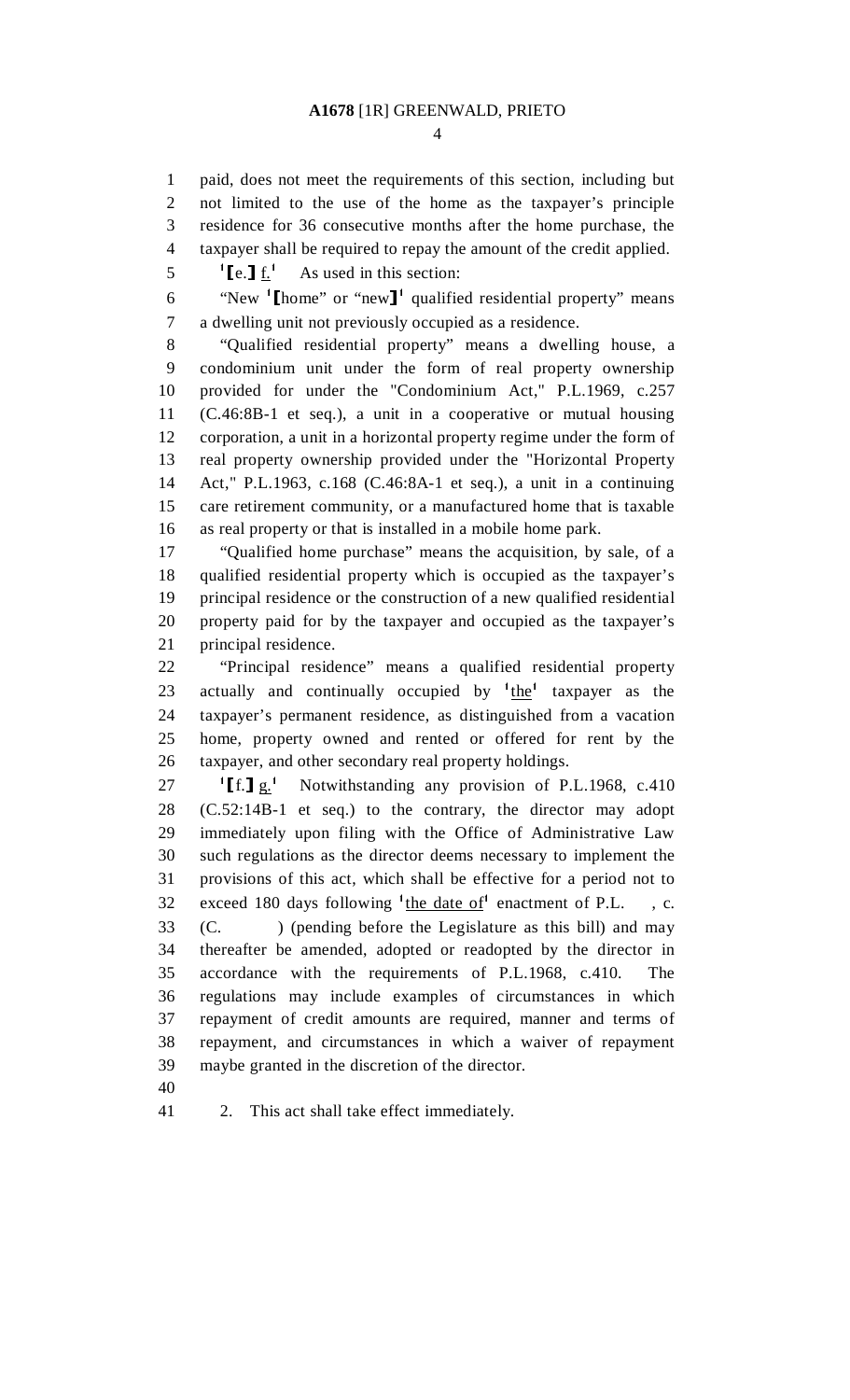paid, does not meet the requirements of this section, including but not limited to the use of the home as the taxpayer's principle residence for 36 consecutive months after the home purchase, the taxpayer shall be required to repay the amount of the credit applied.

[1][e.] f.[1] As used in this section:

"New [1][home" or "new][1] qualified residential property" means a dwelling unit not previously occupied as a residence.

"Qualified residential property" means a dwelling house, a condominium unit under the form of real property ownership provided for under the "Condominium Act," P.L.1969, c.257 (C.46:8B-1 et seq.), a unit in a cooperative or mutual housing corporation, a unit in a horizontal property regime under the form of real property ownership provided under the "Horizontal Property Act," P.L.1963, c.168 (C.46:8A-1 et seq.), a unit in a continuing care retirement community, or a manufactured home that is taxable as real property or that is installed in a mobile home park.

"Qualified home purchase" means the acquisition, by sale, of a qualified residential property which is occupied as the taxpayer's principal residence or the construction of a new qualified residential property paid for by the taxpayer and occupied as the taxpayer's principal residence.

"Principal residence" means a qualified residential property actually and continually occupied by [1]the[1] taxpayer as the taxpayer's permanent residence, as distinguished from a vacation home, property owned and rented or offered for rent by the taxpayer, and other secondary real property holdings.

[1][f.] g.[1] Notwithstanding any provision of P.L.1968, c.410 (C.52:14B-1 et seq.) to the contrary, the director may adopt immediately upon filing with the Office of Administrative Law such regulations as the director deems necessary to implement the provisions of this act, which shall be effective for a period not to exceed 180 days following [1]the date of[1] enactment of P.L. , c. (C. ) (pending before the Legislature as this bill) and may thereafter be amended, adopted or readopted by the director in accordance with the requirements of P.L.1968, c.410. The regulations may include examples of circumstances in which repayment of credit amounts are required, manner and terms of repayment, and circumstances in which a waiver of repayment maybe granted in the discretion of the director.

2. This act shall take effect immediately.